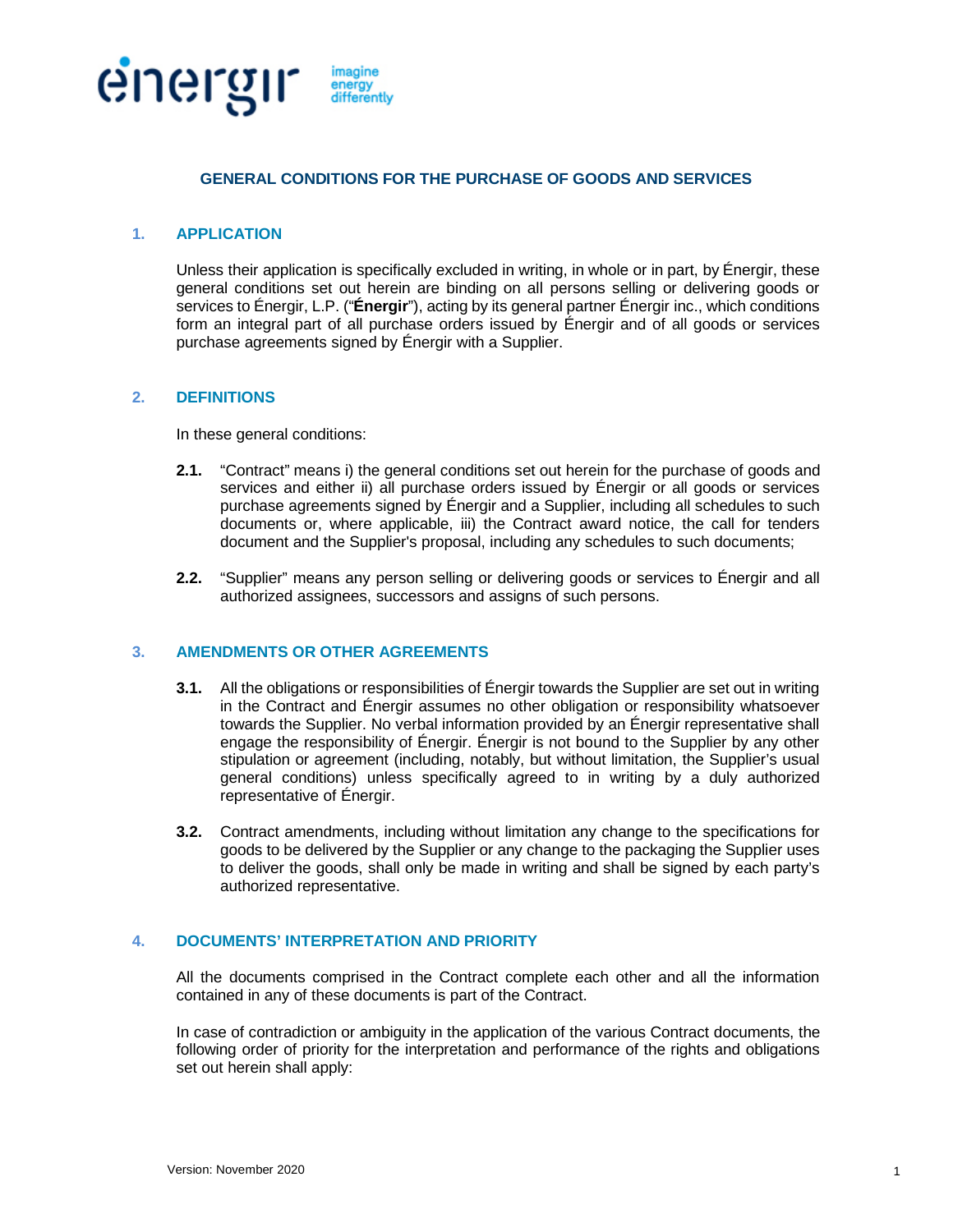# GENERAL CONDITIONS FOR THE PURCHASE OF GOODS AND SERVICES

## 1. APPLICATION

Unless their application is specifically excluded in writing, in whole or in part, by Énergir, these general conditions set out herein are binding on all persons selling or delivering goods or services to Énergir, L.P. ("**Énergir**"), acting by its general partner Énergir inc., which conditions form an integral part of all purchase orders issued by Énergir and of all goods or services purchase agreements signed by Énergir with a Supplier.

## 2. DEFINITIONS

In these general conditions:

**2.1.** "Contract" means i) the general conditions set out herein for the purchase of goods and services and either ii) all purchase orders issued by Énergir or all goods or services purchase agreements signed by Énergir and a Supplier, including all schedules to such documents or, where applicable, iii) the Contract award notice, the call for tenders document and the Supplier's proposal, including any schedules to such documents;

**2.2.** "Supplier" means any person selling or delivering goods or services to Énergir and all authorized assignees, successors and assigns of such persons.

## 3. AMENDMENTS OR OTHER AGREEMENTS

**3.1.** All the obligations or responsibilities of Énergir towards the Supplier are set out in writing in the Contract and Énergir assumes no other obligation or responsibility whatsoever towards the Supplier. No verbal information provided by an Énergir representative shall engage the responsibility of Énergir. Énergir is not bound to the Supplier by any other stipulation or agreement (including, notably, but without limitation, the Supplier's usual general conditions) unless specifically agreed to in writing by a duly authorized representative of Énergir.

**3.2.** Contract amendments, including without limitation any change to the specifications for goods to be delivered by the Supplier or any change to the packaging the Supplier uses to deliver the goods, shall only be made in writing and shall be signed by each party's authorized representative.

## 4. DOCUMENTS' INTERPRETATION AND PRIORITY

All the documents comprised in the Contract complete each other and all the information contained in any of these documents is part of the Contract.

In case of contradiction or ambiguity in the application of the various Contract documents, the following order of priority for the interpretation and performance of the rights and obligations set out herein shall apply: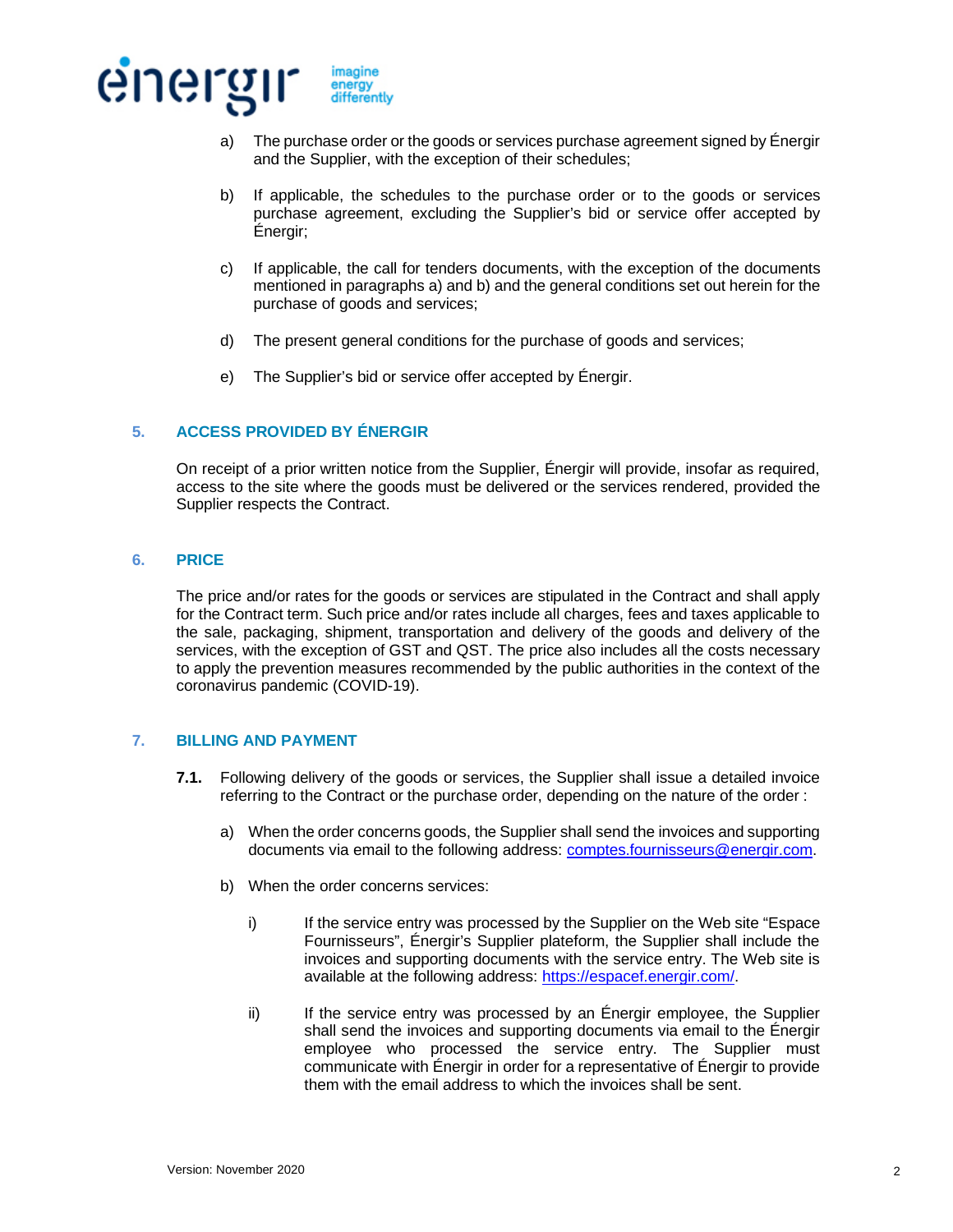a) The purchase order or the goods or services purchase agreement signed by Énergir and the Supplier, with the exception of their schedules;

b) If applicable, the schedules to the purchase order or to the goods or services purchase agreement, excluding the Supplier's bid or service offer accepted by Énergir;

c) If applicable, the call for tenders documents, with the exception of the documents mentioned in paragraphs a) and b) and the general conditions set out herein for the purchase of goods and services;

d) The present general conditions for the purchase of goods and services;

e) The Supplier's bid or service offer accepted by Énergir.

## 5. ACCESS PROVIDED BY ÉNERGIR

On receipt of a prior written notice from the Supplier, Énergir will provide, insofar as required, access to the site where the goods must be delivered or the services rendered, provided the Supplier respects the Contract.

## 6. PRICE

The price and/or rates for the goods or services are stipulated in the Contract and shall apply for the Contract term. Such price and/or rates include all charges, fees and taxes applicable to the sale, packaging, shipment, transportation and delivery of the goods and delivery of the services, with the exception of GST and QST. The price also includes all the costs necessary to apply the prevention measures recommended by the public authorities in the context of the coronavirus pandemic (COVID-19).

## 7. BILLING AND PAYMENT

**7.1.** Following delivery of the goods or services, the Supplier shall issue a detailed invoice referring to the Contract or the purchase order, depending on the nature of the order :

a) When the order concerns goods, the Supplier shall send the invoices and supporting documents via email to the following address: comptes.fournisseurs@energir.com.

b) When the order concerns services:

i) If the service entry was processed by the Supplier on the Web site "Espace Fournisseurs", Énergir's Supplier plateform, the Supplier shall include the invoices and supporting documents with the service entry. The Web site is available at the following address: https://espacef.energir.com/.

ii) If the service entry was processed by an Énergir employee, the Supplier shall send the invoices and supporting documents via email to the Énergir employee who processed the service entry. The Supplier must communicate with Énergir in order for a representative of Énergir to provide them with the email address to which the invoices shall be sent.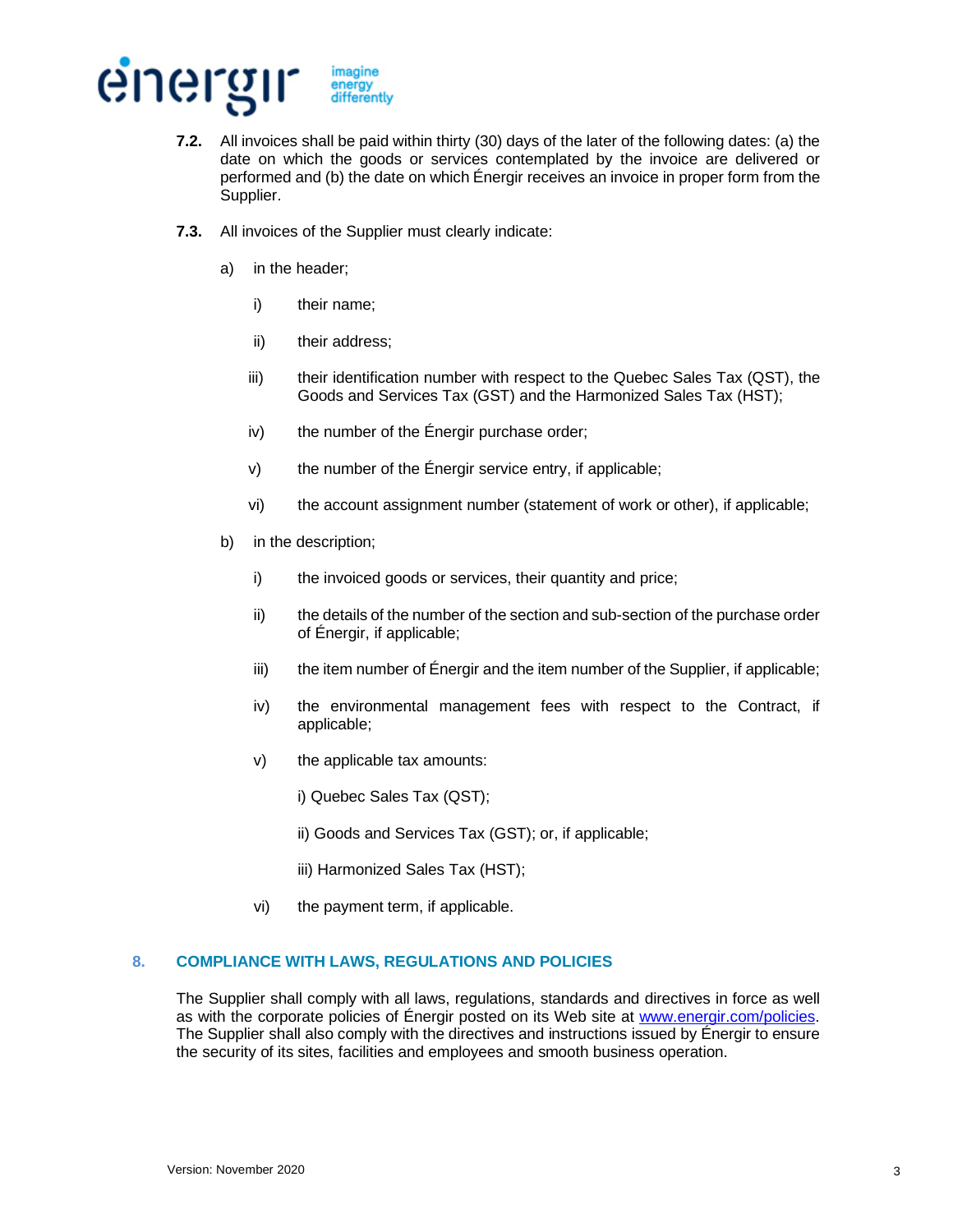**7.2.** All invoices shall be paid within thirty (30) days of the later of the following dates: (a) the date on which the goods or services contemplated by the invoice are delivered or performed and (b) the date on which Énergir receives an invoice in proper form from the Supplier.

**7.3.** All invoices of the Supplier must clearly indicate:

a) in the header;

   i) their name;

   ii) their address;

   iii) their identification number with respect to the Quebec Sales Tax (QST), the Goods and Services Tax (GST) and the Harmonized Sales Tax (HST);

   iv) the number of the Énergir purchase order;

   v) the number of the Énergir service entry, if applicable;

   vi) the account assignment number (statement of work or other), if applicable;

b) in the description;

   i) the invoiced goods or services, their quantity and price;

   ii) the details of the number of the section and sub-section of the purchase order of Énergir, if applicable;

   iii) the item number of Énergir and the item number of the Supplier, if applicable;

   iv) the environmental management fees with respect to the Contract, if applicable;

   v) the applicable tax amounts:

      i) Quebec Sales Tax (QST);

      ii) Goods and Services Tax (GST); or, if applicable;

      iii) Harmonized Sales Tax (HST);

   vi) the payment term, if applicable.

## 8. COMPLIANCE WITH LAWS, REGULATIONS AND POLICIES

The Supplier shall comply with all laws, regulations, standards and directives in force as well as with the corporate policies of Énergir posted on its Web site at www.energir.com/policies. The Supplier shall also comply with the directives and instructions issued by Énergir to ensure the security of its sites, facilities and employees and smooth business operation.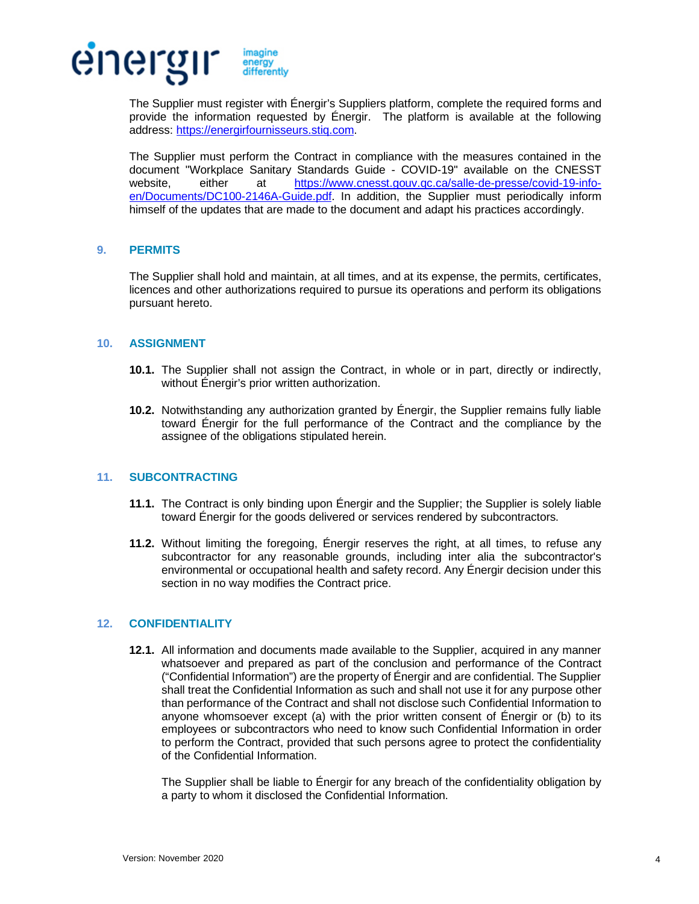The Supplier must register with Énergir's Suppliers platform, complete the required forms and provide the information requested by Énergir. The platform is available at the following address: https://energirfournisseurs.stiq.com.

The Supplier must perform the Contract in compliance with the measures contained in the document "Workplace Sanitary Standards Guide - COVID-19" available on the CNESST website, either at https://www.cnesst.gouv.qc.ca/salle-de-presse/covid-19-info-en/Documents/DC100-2146A-Guide.pdf. In addition, the Supplier must periodically inform himself of the updates that are made to the document and adapt his practices accordingly.

## 9. PERMITS

The Supplier shall hold and maintain, at all times, and at its expense, the permits, certificates, licences and other authorizations required to pursue its operations and perform its obligations pursuant hereto.

## 10. ASSIGNMENT

**10.1.** The Supplier shall not assign the Contract, in whole or in part, directly or indirectly, without Énergir's prior written authorization.

**10.2.** Notwithstanding any authorization granted by Énergir, the Supplier remains fully liable toward Énergir for the full performance of the Contract and the compliance by the assignee of the obligations stipulated herein.

## 11. SUBCONTRACTING

**11.1.** The Contract is only binding upon Énergir and the Supplier; the Supplier is solely liable toward Énergir for the goods delivered or services rendered by subcontractors.

**11.2.** Without limiting the foregoing, Énergir reserves the right, at all times, to refuse any subcontractor for any reasonable grounds, including inter alia the subcontractor's environmental or occupational health and safety record. Any Énergir decision under this section in no way modifies the Contract price.

## 12. CONFIDENTIALITY

**12.1.** All information and documents made available to the Supplier, acquired in any manner whatsoever and prepared as part of the conclusion and performance of the Contract ("Confidential Information") are the property of Énergir and are confidential. The Supplier shall treat the Confidential Information as such and shall not use it for any purpose other than performance of the Contract and shall not disclose such Confidential Information to anyone whomsoever except (a) with the prior written consent of Énergir or (b) to its employees or subcontractors who need to know such Confidential Information in order to perform the Contract, provided that such persons agree to protect the confidentiality of the Confidential Information.

The Supplier shall be liable to Énergir for any breach of the confidentiality obligation by a party to whom it disclosed the Confidential Information.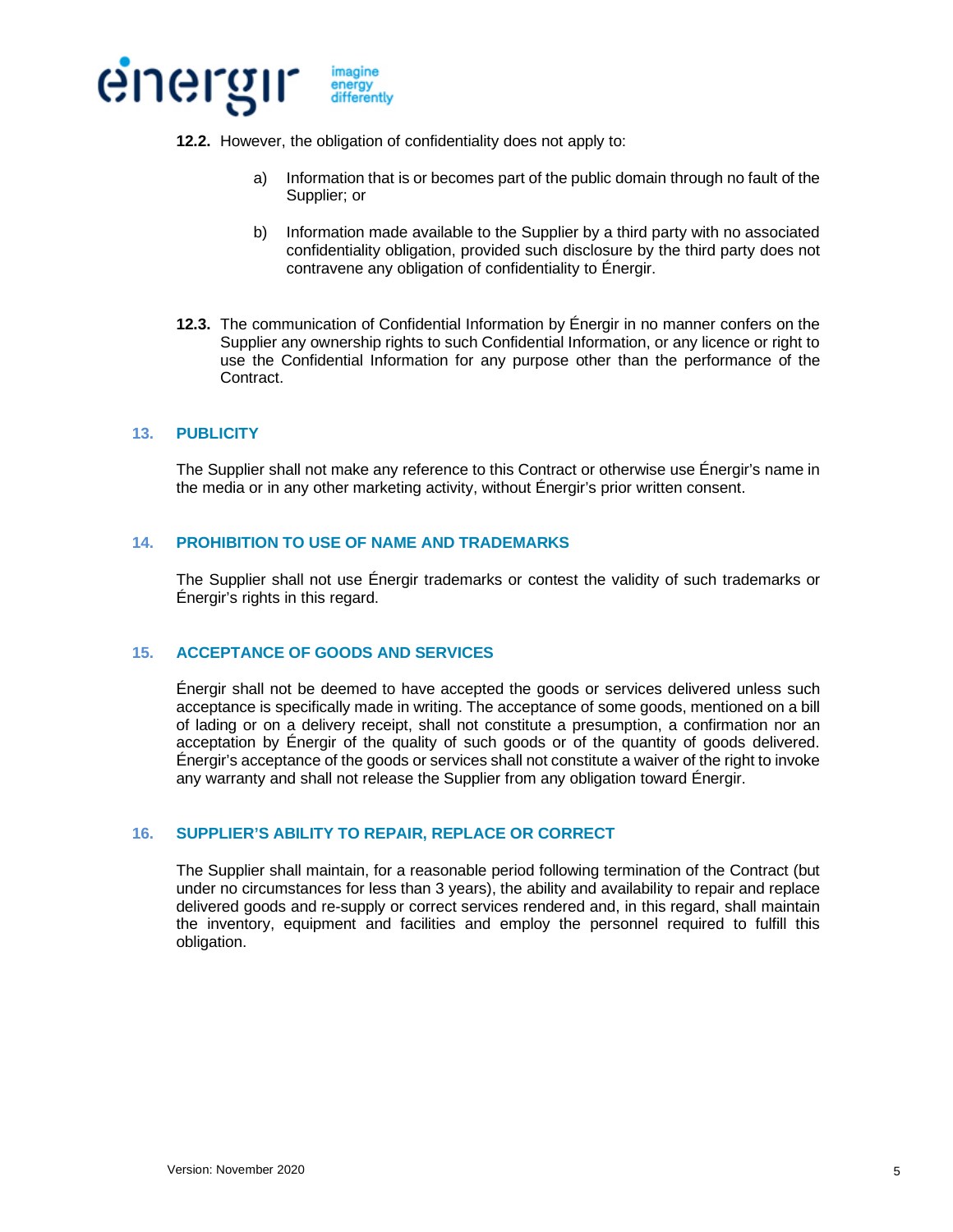**12.2.** However, the obligation of confidentiality does not apply to:

a) Information that is or becomes part of the public domain through no fault of the Supplier; or

b) Information made available to the Supplier by a third party with no associated confidentiality obligation, provided such disclosure by the third party does not contravene any obligation of confidentiality to Énergir.

**12.3.** The communication of Confidential Information by Énergir in no manner confers on the Supplier any ownership rights to such Confidential Information, or any licence or right to use the Confidential Information for any purpose other than the performance of the Contract.

## 13. PUBLICITY

The Supplier shall not make any reference to this Contract or otherwise use Énergir's name in the media or in any other marketing activity, without Énergir's prior written consent.

## 14. PROHIBITION TO USE OF NAME AND TRADEMARKS

The Supplier shall not use Énergir trademarks or contest the validity of such trademarks or Énergir's rights in this regard.

## 15. ACCEPTANCE OF GOODS AND SERVICES

Énergir shall not be deemed to have accepted the goods or services delivered unless such acceptance is specifically made in writing. The acceptance of some goods, mentioned on a bill of lading or on a delivery receipt, shall not constitute a presumption, a confirmation nor an acceptation by Énergir of the quality of such goods or of the quantity of goods delivered. Énergir's acceptance of the goods or services shall not constitute a waiver of the right to invoke any warranty and shall not release the Supplier from any obligation toward Énergir.

## 16. SUPPLIER'S ABILITY TO REPAIR, REPLACE OR CORRECT

The Supplier shall maintain, for a reasonable period following termination of the Contract (but under no circumstances for less than 3 years), the ability and availability to repair and replace delivered goods and re-supply or correct services rendered and, in this regard, shall maintain the inventory, equipment and facilities and employ the personnel required to fulfill this obligation.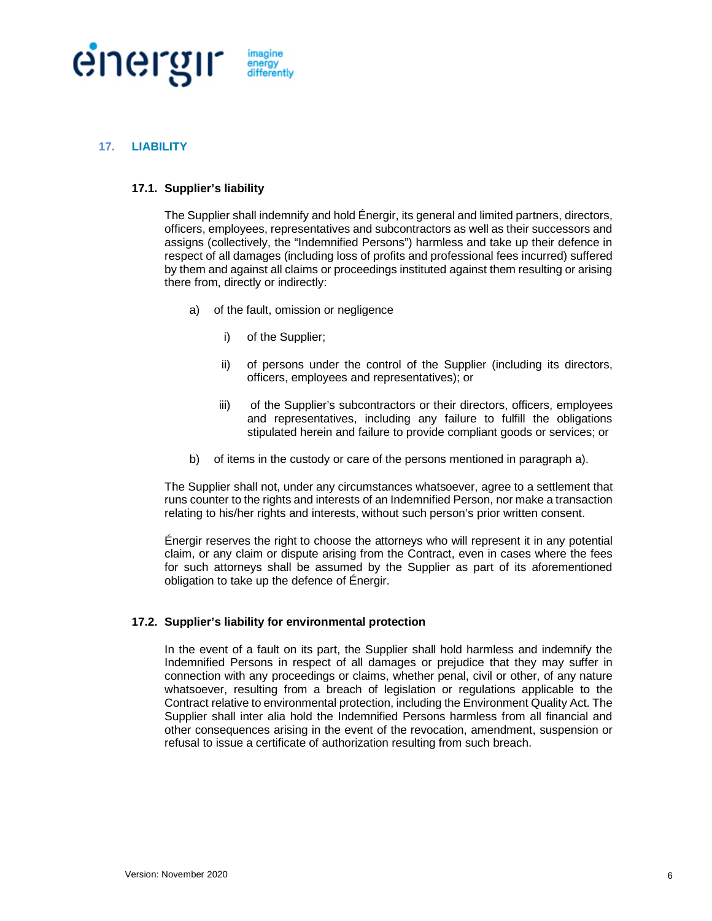## 17. LIABILITY

### 17.1. Supplier's liability

The Supplier shall indemnify and hold Énergir, its general and limited partners, directors, officers, employees, representatives and subcontractors as well as their successors and assigns (collectively, the "Indemnified Persons") harmless and take up their defence in respect of all damages (including loss of profits and professional fees incurred) suffered by them and against all claims or proceedings instituted against them resulting or arising there from, directly or indirectly:

a) of the fault, omission or negligence

   i) of the Supplier;

   ii) of persons under the control of the Supplier (including its directors, officers, employees and representatives); or

   iii) of the Supplier's subcontractors or their directors, officers, employees and representatives, including any failure to fulfill the obligations stipulated herein and failure to provide compliant goods or services; or

b) of items in the custody or care of the persons mentioned in paragraph a).

The Supplier shall not, under any circumstances whatsoever, agree to a settlement that runs counter to the rights and interests of an Indemnified Person, nor make a transaction relating to his/her rights and interests, without such person's prior written consent.

Énergir reserves the right to choose the attorneys who will represent it in any potential claim, or any claim or dispute arising from the Contract, even in cases where the fees for such attorneys shall be assumed by the Supplier as part of its aforementioned obligation to take up the defence of Énergir.

### 17.2. Supplier's liability for environmental protection

In the event of a fault on its part, the Supplier shall hold harmless and indemnify the Indemnified Persons in respect of all damages or prejudice that they may suffer in connection with any proceedings or claims, whether penal, civil or other, of any nature whatsoever, resulting from a breach of legislation or regulations applicable to the Contract relative to environmental protection, including the Environment Quality Act. The Supplier shall inter alia hold the Indemnified Persons harmless from all financial and other consequences arising in the event of the revocation, amendment, suspension or refusal to issue a certificate of authorization resulting from such breach.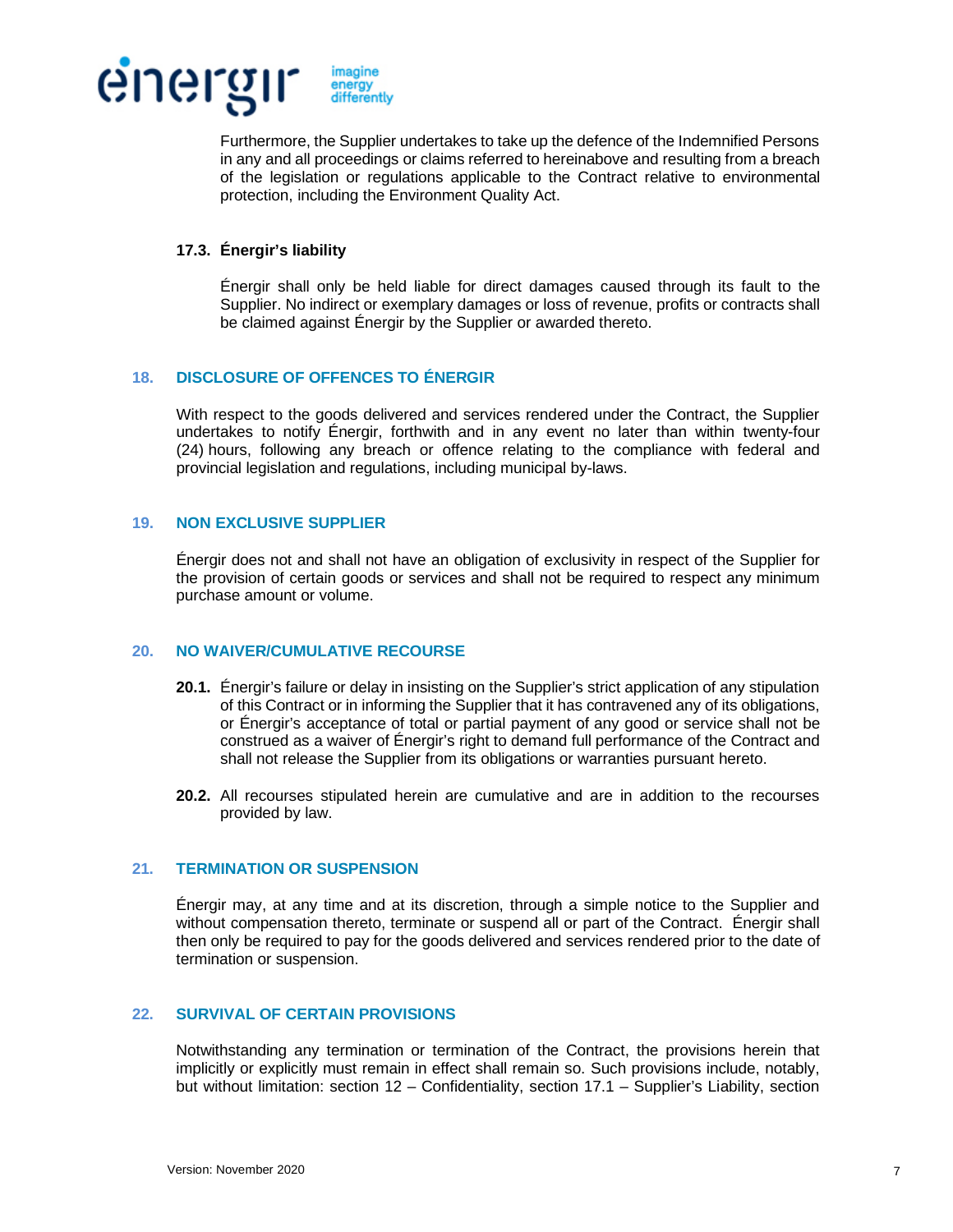Furthermore, the Supplier undertakes to take up the defence of the Indemnified Persons in any and all proceedings or claims referred to hereinabove and resulting from a breach of the legislation or regulations applicable to the Contract relative to environmental protection, including the Environment Quality Act.

### 17.3. Énergir's liability

Énergir shall only be held liable for direct damages caused through its fault to the Supplier. No indirect or exemplary damages or loss of revenue, profits or contracts shall be claimed against Énergir by the Supplier or awarded thereto.

## 18. DISCLOSURE OF OFFENCES TO ÉNERGIR

With respect to the goods delivered and services rendered under the Contract, the Supplier undertakes to notify Énergir, forthwith and in any event no later than within twenty-four (24) hours, following any breach or offence relating to the compliance with federal and provincial legislation and regulations, including municipal by-laws.

## 19. NON EXCLUSIVE SUPPLIER

Énergir does not and shall not have an obligation of exclusivity in respect of the Supplier for the provision of certain goods or services and shall not be required to respect any minimum purchase amount or volume.

## 20. NO WAIVER/CUMULATIVE RECOURSE

**20.1.** Énergir's failure or delay in insisting on the Supplier's strict application of any stipulation of this Contract or in informing the Supplier that it has contravened any of its obligations, or Énergir's acceptance of total or partial payment of any good or service shall not be construed as a waiver of Énergir's right to demand full performance of the Contract and shall not release the Supplier from its obligations or warranties pursuant hereto.

**20.2.** All recourses stipulated herein are cumulative and are in addition to the recourses provided by law.

## 21. TERMINATION OR SUSPENSION

Énergir may, at any time and at its discretion, through a simple notice to the Supplier and without compensation thereto, terminate or suspend all or part of the Contract. Énergir shall then only be required to pay for the goods delivered and services rendered prior to the date of termination or suspension.

## 22. SURVIVAL OF CERTAIN PROVISIONS

Notwithstanding any termination or termination of the Contract, the provisions herein that implicitly or explicitly must remain in effect shall remain so. Such provisions include, notably, but without limitation: section 12 – Confidentiality, section 17.1 – Supplier's Liability, section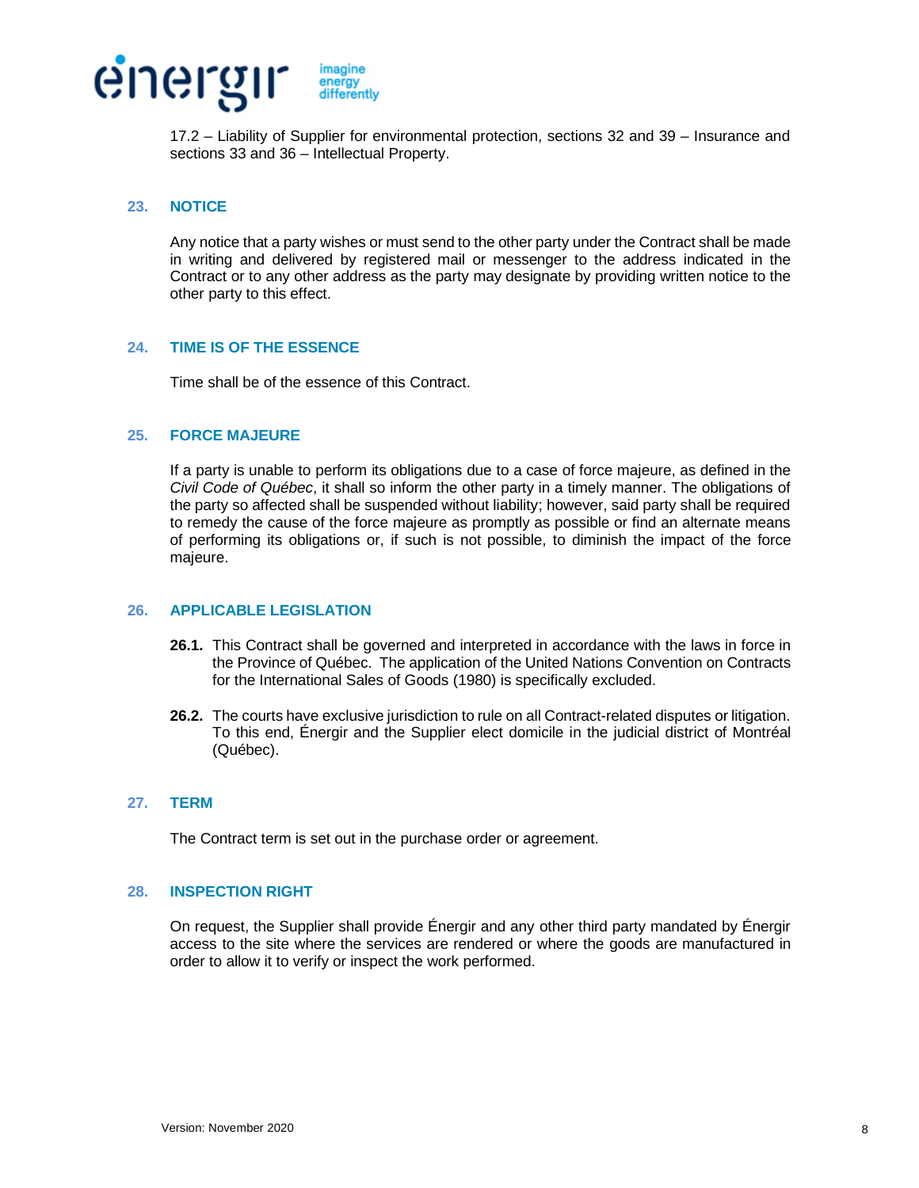17.2 – Liability of Supplier for environmental protection, sections 32 and 39 – Insurance and sections 33 and 36 – Intellectual Property.

## 23. NOTICE

Any notice that a party wishes or must send to the other party under the Contract shall be made in writing and delivered by registered mail or messenger to the address indicated in the Contract or to any other address as the party may designate by providing written notice to the other party to this effect.

## 24. TIME IS OF THE ESSENCE

Time shall be of the essence of this Contract.

## 25. FORCE MAJEURE

If a party is unable to perform its obligations due to a case of force majeure, as defined in the *Civil Code of Québec*, it shall so inform the other party in a timely manner. The obligations of the party so affected shall be suspended without liability; however, said party shall be required to remedy the cause of the force majeure as promptly as possible or find an alternate means of performing its obligations or, if such is not possible, to diminish the impact of the force majeure.

## 26. APPLICABLE LEGISLATION

**26.1.** This Contract shall be governed and interpreted in accordance with the laws in force in the Province of Québec. The application of the United Nations Convention on Contracts for the International Sales of Goods (1980) is specifically excluded.

**26.2.** The courts have exclusive jurisdiction to rule on all Contract-related disputes or litigation. To this end, Énergir and the Supplier elect domicile in the judicial district of Montréal (Québec).

## 27. TERM

The Contract term is set out in the purchase order or agreement.

## 28. INSPECTION RIGHT

On request, the Supplier shall provide Énergir and any other third party mandated by Énergir access to the site where the services are rendered or where the goods are manufactured in order to allow it to verify or inspect the work performed.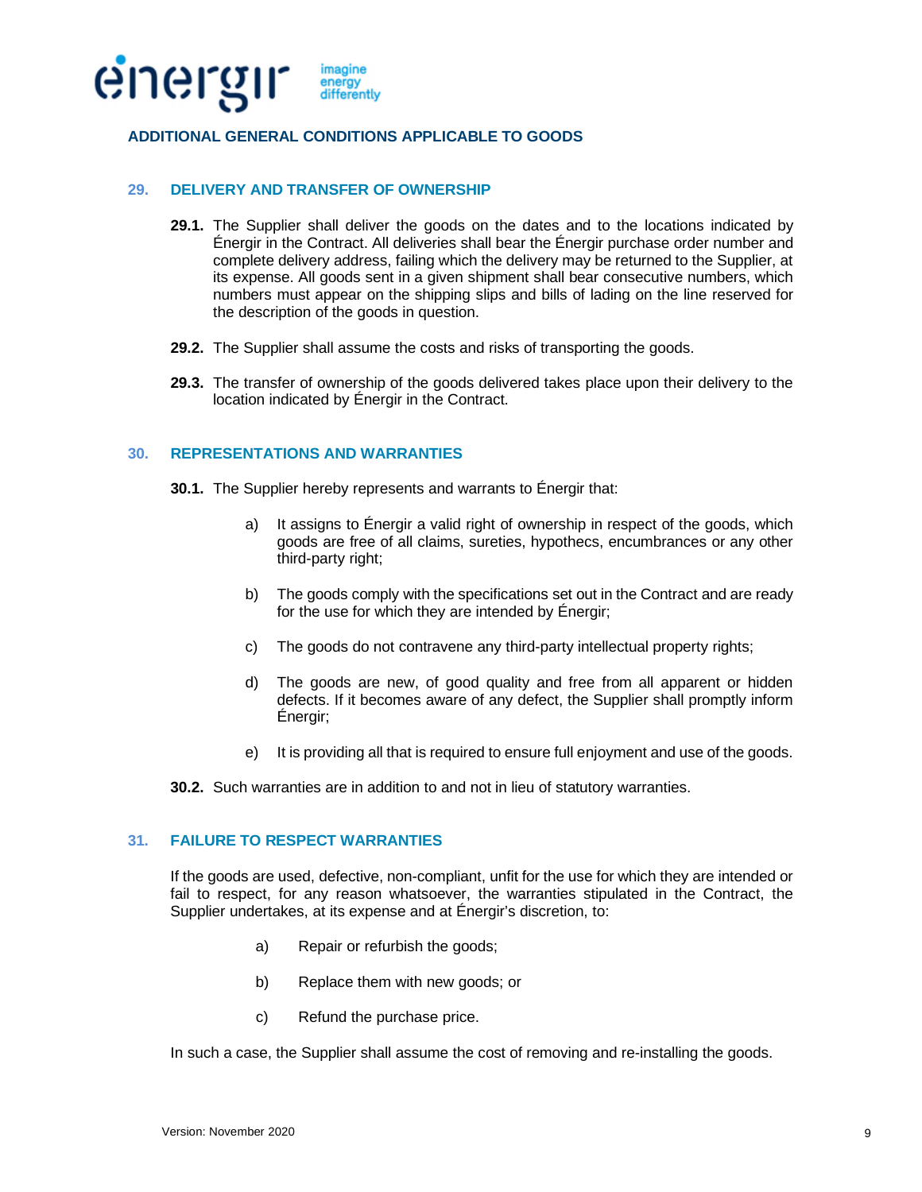## ADDITIONAL GENERAL CONDITIONS APPLICABLE TO GOODS

### 29. DELIVERY AND TRANSFER OF OWNERSHIP

**29.1.** The Supplier shall deliver the goods on the dates and to the locations indicated by Énergir in the Contract. All deliveries shall bear the Énergir purchase order number and complete delivery address, failing which the delivery may be returned to the Supplier, at its expense. All goods sent in a given shipment shall bear consecutive numbers, which numbers must appear on the shipping slips and bills of lading on the line reserved for the description of the goods in question.

**29.2.** The Supplier shall assume the costs and risks of transporting the goods.

**29.3.** The transfer of ownership of the goods delivered takes place upon their delivery to the location indicated by Énergir in the Contract.

### 30. REPRESENTATIONS AND WARRANTIES

**30.1.** The Supplier hereby represents and warrants to Énergir that:

a) It assigns to Énergir a valid right of ownership in respect of the goods, which goods are free of all claims, sureties, hypothecs, encumbrances or any other third-party right;

b) The goods comply with the specifications set out in the Contract and are ready for the use for which they are intended by Énergir;

c) The goods do not contravene any third-party intellectual property rights;

d) The goods are new, of good quality and free from all apparent or hidden defects. If it becomes aware of any defect, the Supplier shall promptly inform Énergir;

e) It is providing all that is required to ensure full enjoyment and use of the goods.

**30.2.** Such warranties are in addition to and not in lieu of statutory warranties.

### 31. FAILURE TO RESPECT WARRANTIES

If the goods are used, defective, non-compliant, unfit for the use for which they are intended or fail to respect, for any reason whatsoever, the warranties stipulated in the Contract, the Supplier undertakes, at its expense and at Énergir's discretion, to:

a) Repair or refurbish the goods;

b) Replace them with new goods; or

c) Refund the purchase price.

In such a case, the Supplier shall assume the cost of removing and re-installing the goods.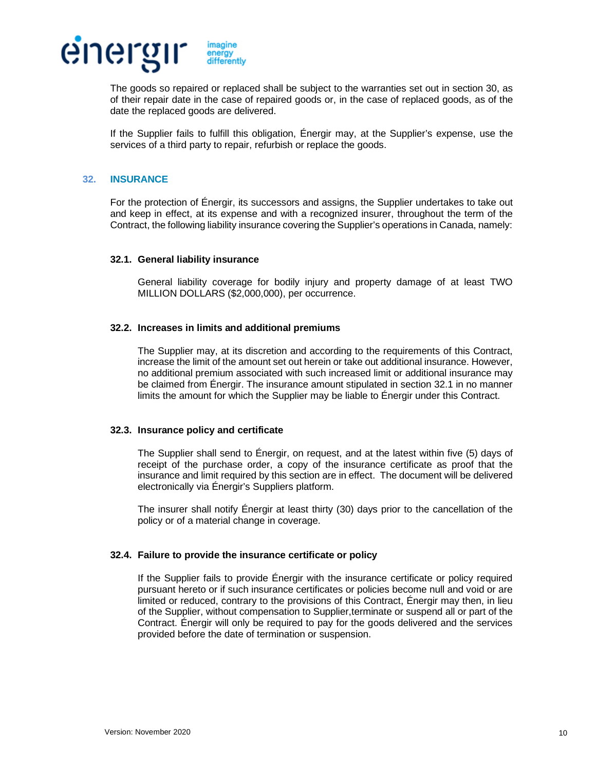The goods so repaired or replaced shall be subject to the warranties set out in section 30, as of their repair date in the case of repaired goods or, in the case of replaced goods, as of the date the replaced goods are delivered.

If the Supplier fails to fulfill this obligation, Énergir may, at the Supplier's expense, use the services of a third party to repair, refurbish or replace the goods.

## 32. INSURANCE

For the protection of Énergir, its successors and assigns, the Supplier undertakes to take out and keep in effect, at its expense and with a recognized insurer, throughout the term of the Contract, the following liability insurance covering the Supplier's operations in Canada, namely:

### 32.1. General liability insurance

General liability coverage for bodily injury and property damage of at least TWO MILLION DOLLARS ($2,000,000), per occurrence.

### 32.2. Increases in limits and additional premiums

The Supplier may, at its discretion and according to the requirements of this Contract, increase the limit of the amount set out herein or take out additional insurance. However, no additional premium associated with such increased limit or additional insurance may be claimed from Énergir. The insurance amount stipulated in section 32.1 in no manner limits the amount for which the Supplier may be liable to Énergir under this Contract.

### 32.3. Insurance policy and certificate

The Supplier shall send to Énergir, on request, and at the latest within five (5) days of receipt of the purchase order, a copy of the insurance certificate as proof that the insurance and limit required by this section are in effect. The document will be delivered electronically via Énergir's Suppliers platform.

The insurer shall notify Énergir at least thirty (30) days prior to the cancellation of the policy or of a material change in coverage.

### 32.4. Failure to provide the insurance certificate or policy

If the Supplier fails to provide Énergir with the insurance certificate or policy required pursuant hereto or if such insurance certificates or policies become null and void or are limited or reduced, contrary to the provisions of this Contract, Énergir may then, in lieu of the Supplier, without compensation to Supplier,terminate or suspend all or part of the Contract. Énergir will only be required to pay for the goods delivered and the services provided before the date of termination or suspension.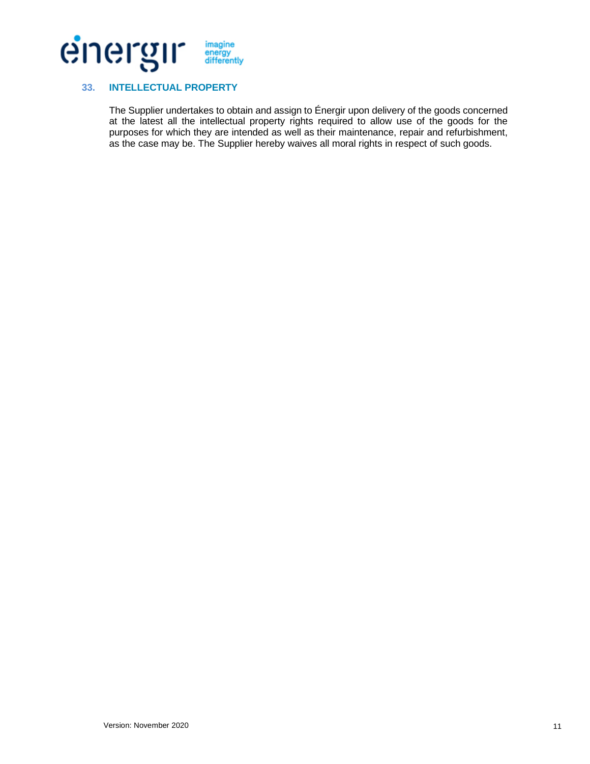## 33. INTELLECTUAL PROPERTY

The Supplier undertakes to obtain and assign to Énergir upon delivery of the goods concerned at the latest all the intellectual property rights required to allow use of the goods for the purposes for which they are intended as well as their maintenance, repair and refurbishment, as the case may be. The Supplier hereby waives all moral rights in respect of such goods.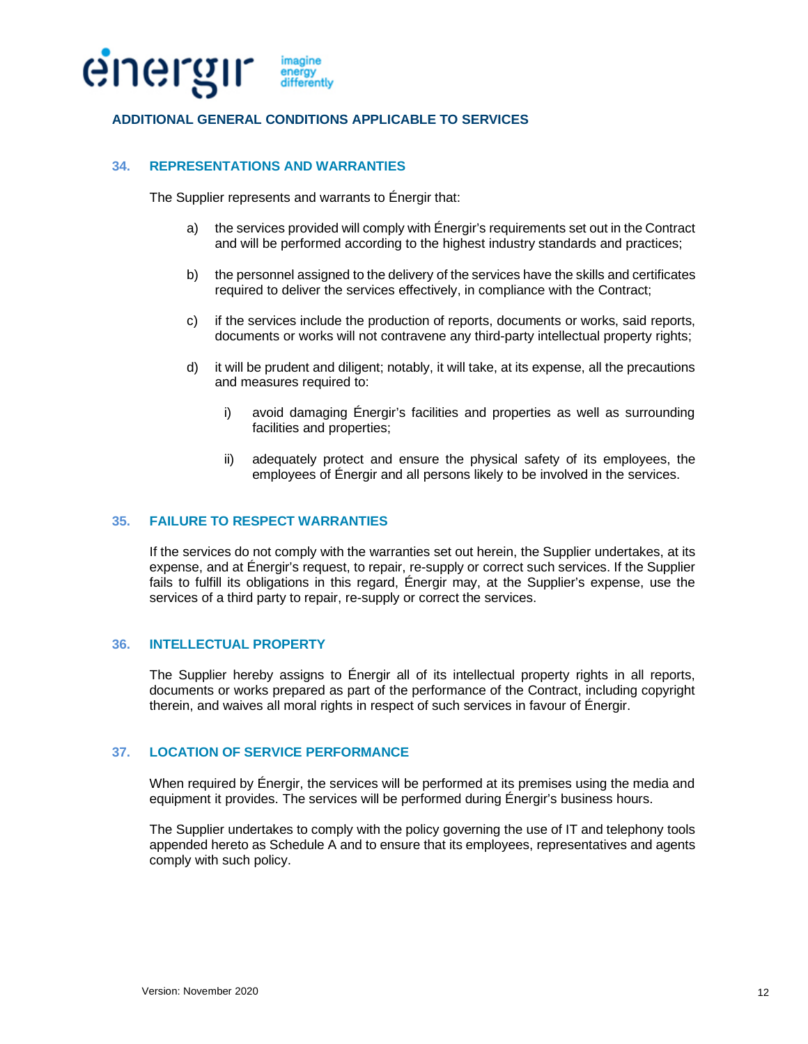## ADDITIONAL GENERAL CONDITIONS APPLICABLE TO SERVICES

### 34. REPRESENTATIONS AND WARRANTIES

The Supplier represents and warrants to Énergir that:

a) the services provided will comply with Énergir's requirements set out in the Contract and will be performed according to the highest industry standards and practices;

b) the personnel assigned to the delivery of the services have the skills and certificates required to deliver the services effectively, in compliance with the Contract;

c) if the services include the production of reports, documents or works, said reports, documents or works will not contravene any third-party intellectual property rights;

d) it will be prudent and diligent; notably, it will take, at its expense, all the precautions and measures required to:

   i) avoid damaging Énergir's facilities and properties as well as surrounding facilities and properties;

   ii) adequately protect and ensure the physical safety of its employees, the employees of Énergir and all persons likely to be involved in the services.

### 35. FAILURE TO RESPECT WARRANTIES

If the services do not comply with the warranties set out herein, the Supplier undertakes, at its expense, and at Énergir's request, to repair, re-supply or correct such services. If the Supplier fails to fulfill its obligations in this regard, Énergir may, at the Supplier's expense, use the services of a third party to repair, re-supply or correct the services.

### 36. INTELLECTUAL PROPERTY

The Supplier hereby assigns to Énergir all of its intellectual property rights in all reports, documents or works prepared as part of the performance of the Contract, including copyright therein, and waives all moral rights in respect of such services in favour of Énergir.

### 37. LOCATION OF SERVICE PERFORMANCE

When required by Énergir, the services will be performed at its premises using the media and equipment it provides. The services will be performed during Énergir's business hours.

The Supplier undertakes to comply with the policy governing the use of IT and telephony tools appended hereto as Schedule A and to ensure that its employees, representatives and agents comply with such policy.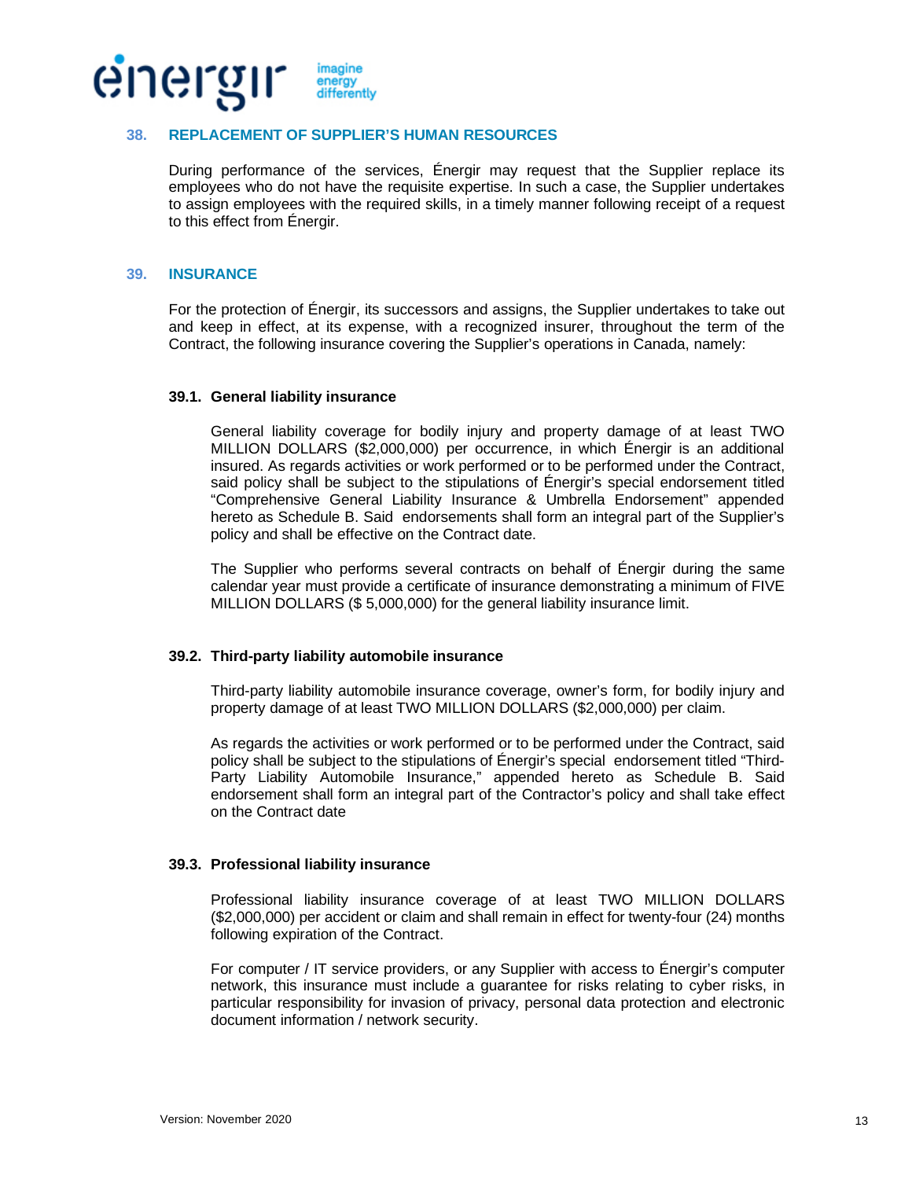## 38. REPLACEMENT OF SUPPLIER'S HUMAN RESOURCES

During performance of the services, Énergir may request that the Supplier replace its employees who do not have the requisite expertise. In such a case, the Supplier undertakes to assign employees with the required skills, in a timely manner following receipt of a request to this effect from Énergir.

## 39. INSURANCE

For the protection of Énergir, its successors and assigns, the Supplier undertakes to take out and keep in effect, at its expense, with a recognized insurer, throughout the term of the Contract, the following insurance covering the Supplier's operations in Canada, namely:

### 39.1. General liability insurance

General liability coverage for bodily injury and property damage of at least TWO MILLION DOLLARS ($2,000,000) per occurrence, in which Énergir is an additional insured. As regards activities or work performed or to be performed under the Contract, said policy shall be subject to the stipulations of Énergir's special endorsement titled "Comprehensive General Liability Insurance & Umbrella Endorsement" appended hereto as Schedule B. Said endorsements shall form an integral part of the Supplier's policy and shall be effective on the Contract date.

The Supplier who performs several contracts on behalf of Énergir during the same calendar year must provide a certificate of insurance demonstrating a minimum of FIVE MILLION DOLLARS ($ 5,000,000) for the general liability insurance limit.

### 39.2. Third-party liability automobile insurance

Third-party liability automobile insurance coverage, owner's form, for bodily injury and property damage of at least TWO MILLION DOLLARS ($2,000,000) per claim.

As regards the activities or work performed or to be performed under the Contract, said policy shall be subject to the stipulations of Énergir's special endorsement titled "Third-Party Liability Automobile Insurance," appended hereto as Schedule B. Said endorsement shall form an integral part of the Contractor's policy and shall take effect on the Contract date

### 39.3. Professional liability insurance

Professional liability insurance coverage of at least TWO MILLION DOLLARS ($2,000,000) per accident or claim and shall remain in effect for twenty-four (24) months following expiration of the Contract.

For computer / IT service providers, or any Supplier with access to Énergir's computer network, this insurance must include a guarantee for risks relating to cyber risks, in particular responsibility for invasion of privacy, personal data protection and electronic document information / network security.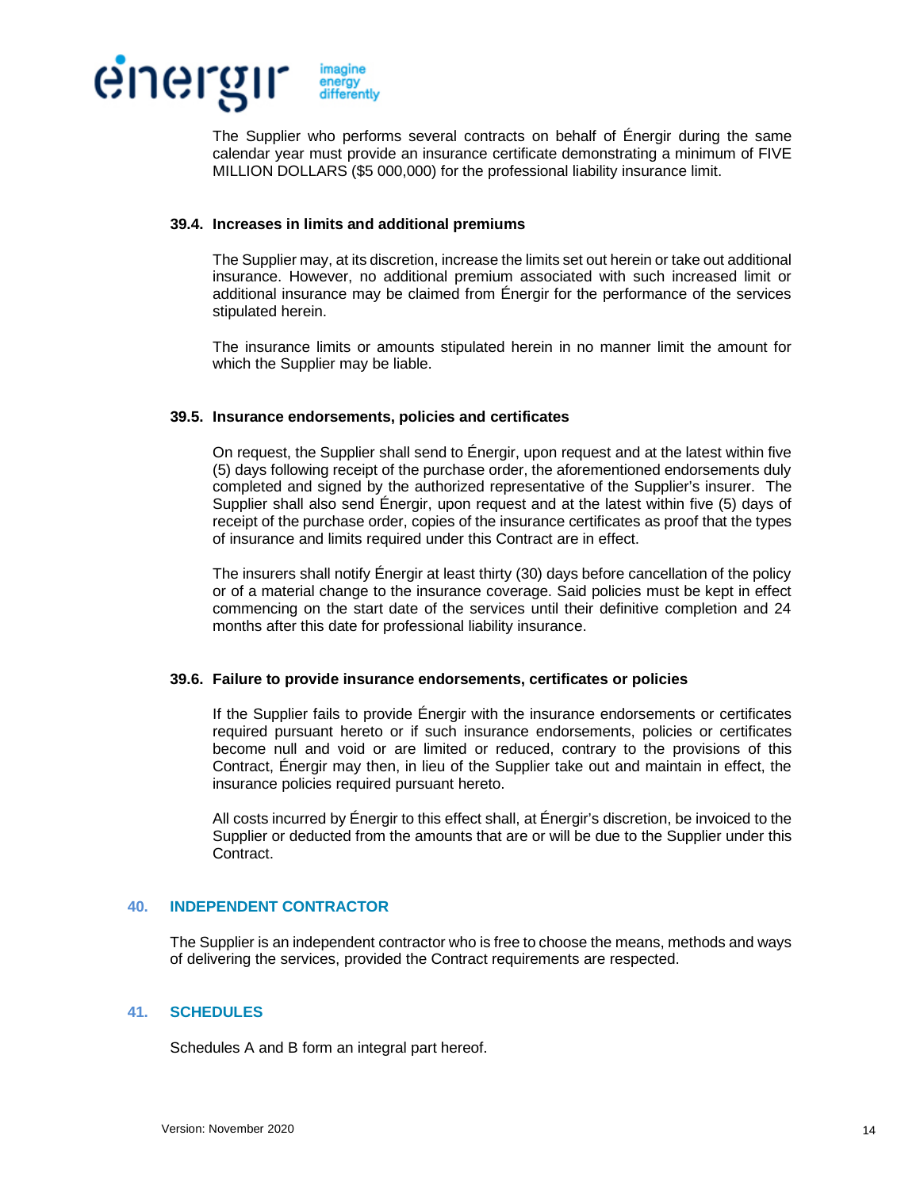The Supplier who performs several contracts on behalf of Énergir during the same calendar year must provide an insurance certificate demonstrating a minimum of FIVE MILLION DOLLARS ($5 000,000) for the professional liability insurance limit.

### 39.4. Increases in limits and additional premiums

The Supplier may, at its discretion, increase the limits set out herein or take out additional insurance. However, no additional premium associated with such increased limit or additional insurance may be claimed from Énergir for the performance of the services stipulated herein.

The insurance limits or amounts stipulated herein in no manner limit the amount for which the Supplier may be liable.

### 39.5. Insurance endorsements, policies and certificates

On request, the Supplier shall send to Énergir, upon request and at the latest within five (5) days following receipt of the purchase order, the aforementioned endorsements duly completed and signed by the authorized representative of the Supplier's insurer. The Supplier shall also send Énergir, upon request and at the latest within five (5) days of receipt of the purchase order, copies of the insurance certificates as proof that the types of insurance and limits required under this Contract are in effect.

The insurers shall notify Énergir at least thirty (30) days before cancellation of the policy or of a material change to the insurance coverage. Said policies must be kept in effect commencing on the start date of the services until their definitive completion and 24 months after this date for professional liability insurance.

### 39.6. Failure to provide insurance endorsements, certificates or policies

If the Supplier fails to provide Énergir with the insurance endorsements or certificates required pursuant hereto or if such insurance endorsements, policies or certificates become null and void or are limited or reduced, contrary to the provisions of this Contract, Énergir may then, in lieu of the Supplier take out and maintain in effect, the insurance policies required pursuant hereto.

All costs incurred by Énergir to this effect shall, at Énergir's discretion, be invoiced to the Supplier or deducted from the amounts that are or will be due to the Supplier under this Contract.

## 40. INDEPENDENT CONTRACTOR

The Supplier is an independent contractor who is free to choose the means, methods and ways of delivering the services, provided the Contract requirements are respected.

## 41. SCHEDULES

Schedules A and B form an integral part hereof.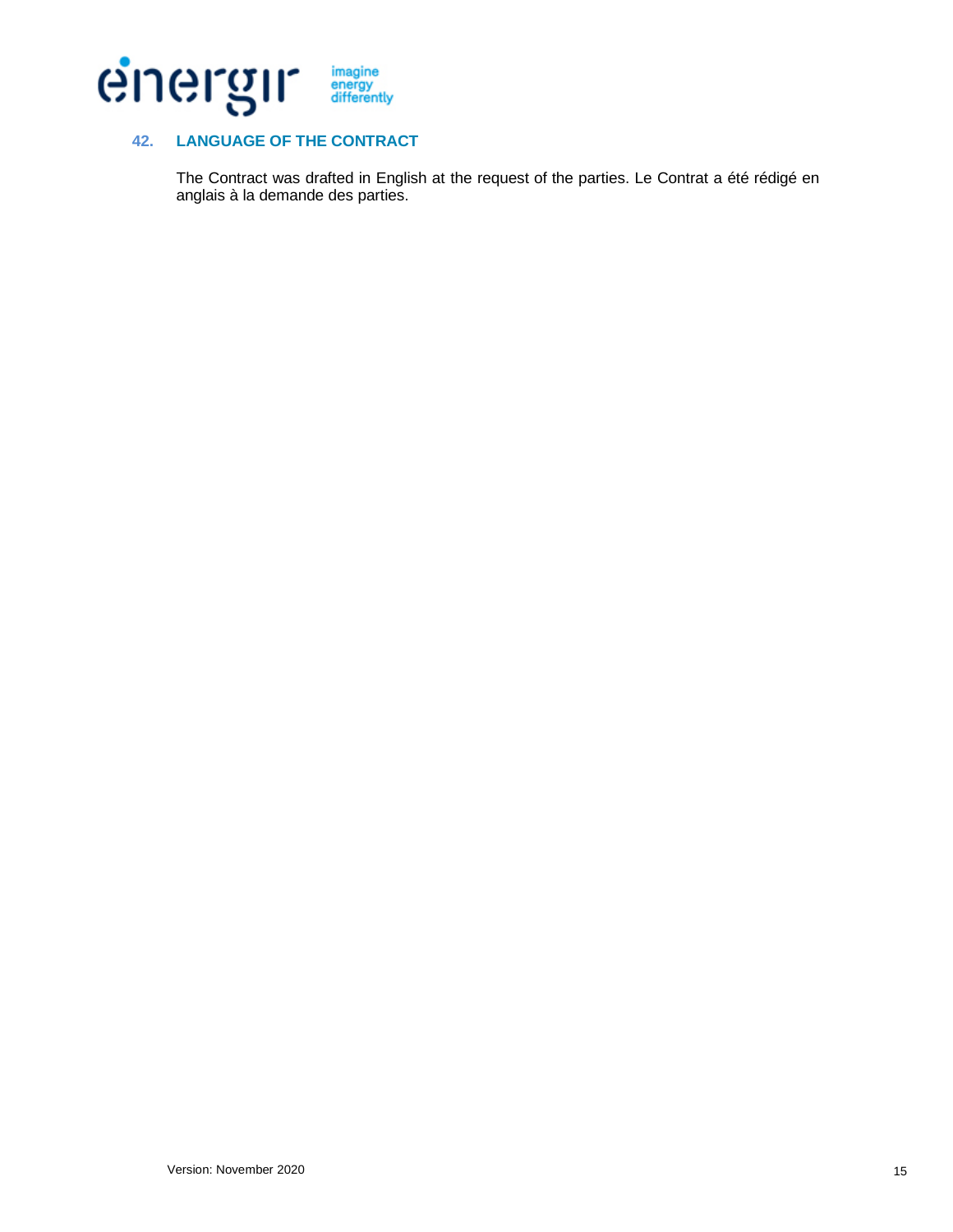## 42. LANGUAGE OF THE CONTRACT

The Contract was drafted in English at the request of the parties. Le Contrat a été rédigé en anglais à la demande des parties.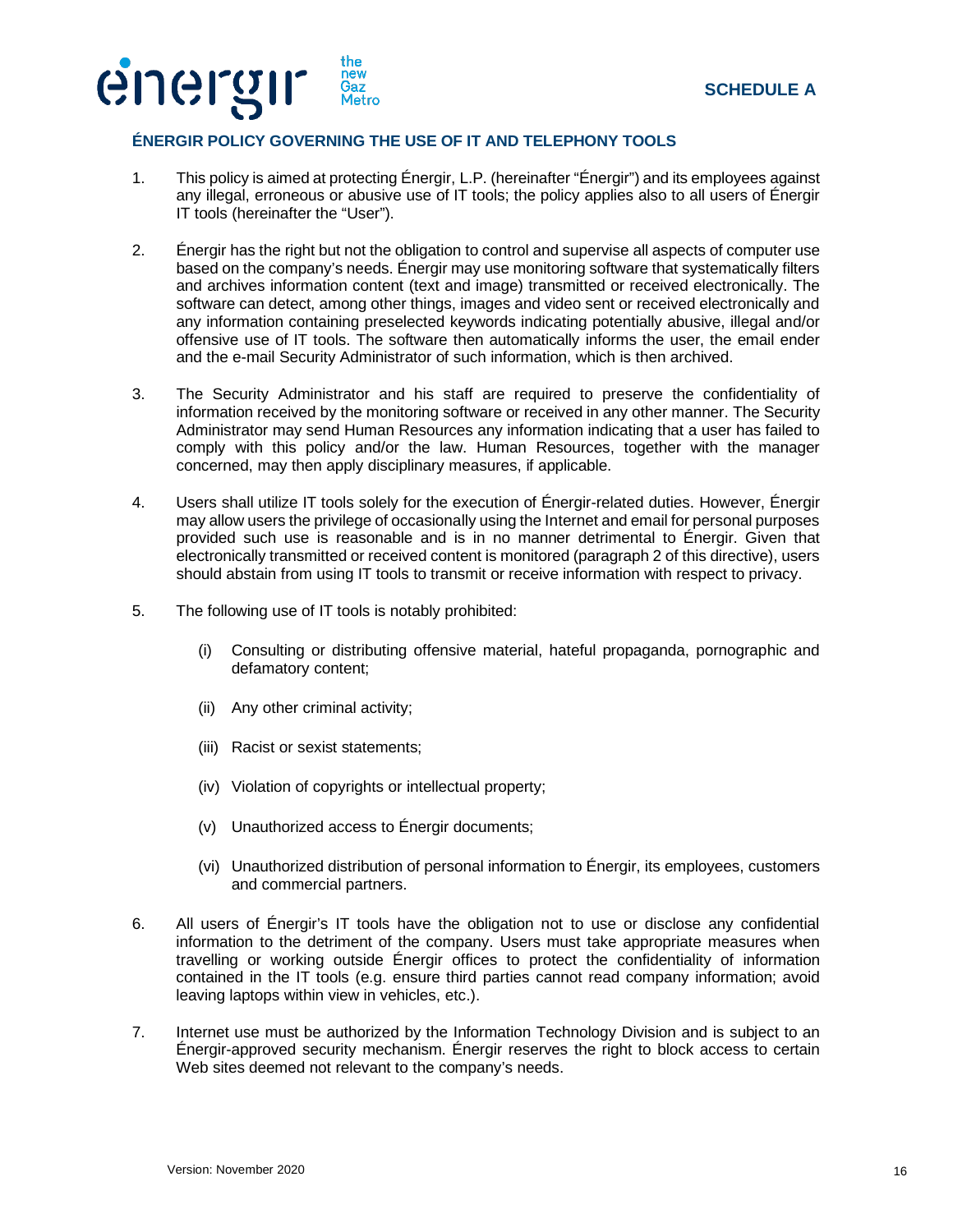**SCHEDULE A**

## ÉNERGIR POLICY GOVERNING THE USE OF IT AND TELEPHONY TOOLS

1. This policy is aimed at protecting Énergir, L.P. (hereinafter "Énergir") and its employees against any illegal, erroneous or abusive use of IT tools; the policy applies also to all users of Énergir IT tools (hereinafter the "User").

2. Énergir has the right but not the obligation to control and supervise all aspects of computer use based on the company's needs. Énergir may use monitoring software that systematically filters and archives information content (text and image) transmitted or received electronically. The software can detect, among other things, images and video sent or received electronically and any information containing preselected keywords indicating potentially abusive, illegal and/or offensive use of IT tools. The software then automatically informs the user, the email ender and the e-mail Security Administrator of such information, which is then archived.

3. The Security Administrator and his staff are required to preserve the confidentiality of information received by the monitoring software or received in any other manner. The Security Administrator may send Human Resources any information indicating that a user has failed to comply with this policy and/or the law. Human Resources, together with the manager concerned, may then apply disciplinary measures, if applicable.

4. Users shall utilize IT tools solely for the execution of Énergir-related duties. However, Énergir may allow users the privilege of occasionally using the Internet and email for personal purposes provided such use is reasonable and is in no manner detrimental to Énergir. Given that electronically transmitted or received content is monitored (paragraph 2 of this directive), users should abstain from using IT tools to transmit or receive information with respect to privacy.

5. The following use of IT tools is notably prohibited:

   (i) Consulting or distributing offensive material, hateful propaganda, pornographic and defamatory content;

   (ii) Any other criminal activity;

   (iii) Racist or sexist statements;

   (iv) Violation of copyrights or intellectual property;

   (v) Unauthorized access to Énergir documents;

   (vi) Unauthorized distribution of personal information to Énergir, its employees, customers and commercial partners.

6. All users of Énergir's IT tools have the obligation not to use or disclose any confidential information to the detriment of the company. Users must take appropriate measures when travelling or working outside Énergir offices to protect the confidentiality of information contained in the IT tools (e.g. ensure third parties cannot read company information; avoid leaving laptops within view in vehicles, etc.).

7. Internet use must be authorized by the Information Technology Division and is subject to an Énergir-approved security mechanism. Énergir reserves the right to block access to certain Web sites deemed not relevant to the company's needs.

Version: November 2020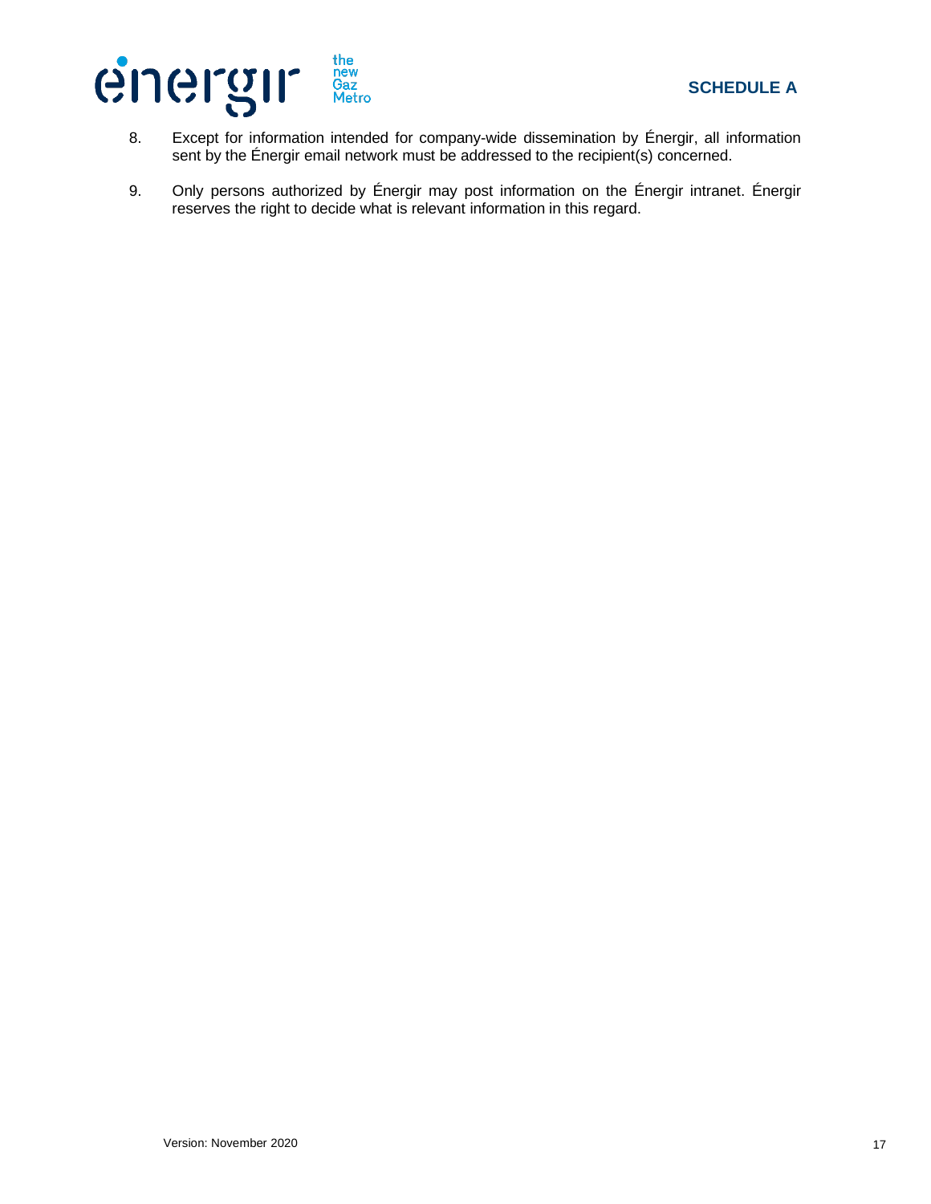8. Except for information intended for company-wide dissemination by Énergir, all information sent by the Énergir email network must be addressed to the recipient(s) concerned.

9. Only persons authorized by Énergir may post information on the Énergir intranet. Énergir reserves the right to decide what is relevant information in this regard.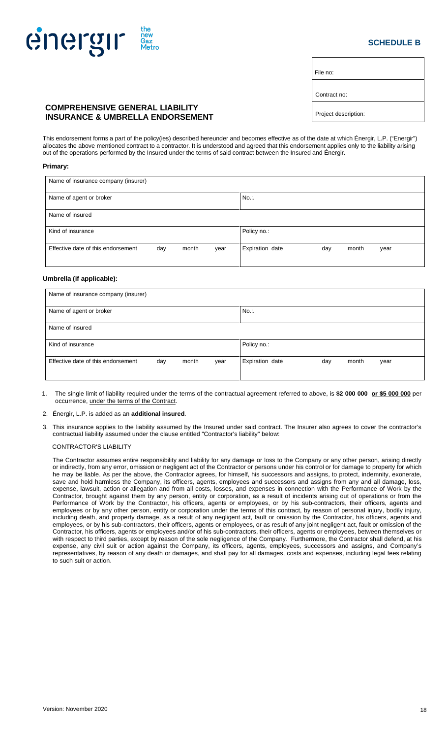énergir the new Gaz Metro

**SCHEDULE B**

| File no: |
|---|
| Contract no: |
| Project description: |

## COMPREHENSIVE GENERAL LIABILITY INSURANCE & UMBRELLA ENDORSEMENT

This endorsement forms a part of the policy(ies) described hereunder and becomes effective as of the date at which Énergir, L.P. ("Energir") allocates the above mentioned contract to a contractor. It is understood and agreed that this endorsement applies only to the liability arising out of the operations performed by the Insured under the terms of said contract between the Insured and Énergir.

**Primary:**

| Name of insurance company (insurer) | |
|---|---|
| Name of agent or broker | No.:. |
| Name of insured | |
| Kind of insurance | Policy no.: |
| Effective date of this endorsement day month year | Expiration date day month year |

**Umbrella (if applicable):**

| Name of insurance company (insurer) | |
|---|---|
| Name of agent or broker | No.:. |
| Name of insured | |
| Kind of insurance | Policy no.: |
| Effective date of this endorsement day month year | Expiration date day month year |

1. The single limit of liability required under the terms of the contractual agreement referred to above, is **$2 000 000 or $5 000 000** per occurrence, under the terms of the Contract.
2. Énergir, L.P. is added as an **additional insured**.
3. This insurance applies to the liability assumed by the Insured under said contract. The Insurer also agrees to cover the contractor's contractual liability assumed under the clause entitled "Contractor's liability" below:

CONTRACTOR'S LIABILITY

The Contractor assumes entire responsibility and liability for any damage or loss to the Company or any other person, arising directly or indirectly, from any error, omission or negligent act of the Contractor or persons under his control or for damage to property for which he may be liable. As per the above, the Contractor agrees, for himself, his successors and assigns, to protect, indemnity, exonerate, save and hold harmless the Company, its officers, agents, employees and successors and assigns from any and all damage, loss, expense, lawsuit, action or allegation and from all costs, losses, and expenses in connection with the Performance of Work by the Contractor, brought against them by any person, entity or corporation, as a result of incidents arising out of operations or from the Performance of Work by the Contractor, his officers, agents or employees, or by his sub-contractors, their officers, agents and employees or by any other person, entity or corporation under the terms of this contract, by reason of personal injury, bodily injury, including death, and property damage, as a result of any negligent act, fault or omission by the Contractor, his officers, agents and employees, or by his sub-contractors, their officers, agents or employees, or as result of any joint negligent act, fault or omission of the Contractor, his officers, agents or employees and/or of his sub-contractors, their officers, agents or employees, between themselves or with respect to third parties, except by reason of the sole negligence of the Company. Furthermore, the Contractor shall defend, at his expense, any civil suit or action against the Company, its officers, agents, employees, successors and assigns, and Company's representatives, by reason of any death or damages, and shall pay for all damages, costs and expenses, including legal fees relating to such suit or action.

Version: November 2020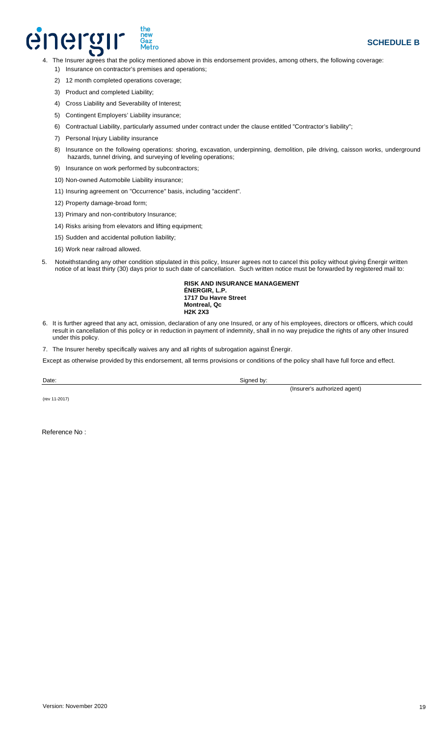## SCHEDULE B

4. The Insurer agrees that the policy mentioned above in this endorsement provides, among others, the following coverage:
   1) Insurance on contractor's premises and operations;
   2) 12 month completed operations coverage;
   3) Product and completed Liability;
   4) Cross Liability and Severability of Interest;
   5) Contingent Employers' Liability insurance;
   6) Contractual Liability, particularly assumed under contract under the clause entitled "Contractor's liability";
   7) Personal Injury Liability insurance
   8) Insurance on the following operations: shoring, excavation, underpinning, demolition, pile driving, caisson works, underground hazards, tunnel driving, and surveying of leveling operations;
   9) Insurance on work performed by subcontractors;
   10) Non-owned Automobile Liability insurance;
   11) Insuring agreement on "Occurrence" basis, including "accident".
   12) Property damage-broad form;
   13) Primary and non-contributory Insurance;
   14) Risks arising from elevators and lifting equipment;
   15) Sudden and accidental pollution liability;
   16) Work near railroad allowed.

5. Notwithstanding any other condition stipulated in this policy, Insurer agrees not to cancel this policy without giving Énergir written notice of at least thirty (30) days prior to such date of cancellation. Such written notice must be forwarded by registered mail to:

   **RISK AND INSURANCE MANAGEMENT**
   **ÉNERGIR, L.P.**
   **1717 Du Havre Street**
   **Montreal, Qc**
   **H2K 2X3**

6. It is further agreed that any act, omission, declaration of any one Insured, or any of his employees, directors or officers, which could result in cancellation of this policy or in reduction in payment of indemnity, shall in no way prejudice the rights of any other Insured under this policy.

7. The Insurer hereby specifically waives any and all rights of subrogation against Énergir.

Except as otherwise provided by this endorsement, all terms provisions or conditions of the policy shall have full force and effect.

Date: ______________________ Signed by: ______________________
(Insurer's authorized agent)

(rev 11-2017)

Reference No :

Version: November 2020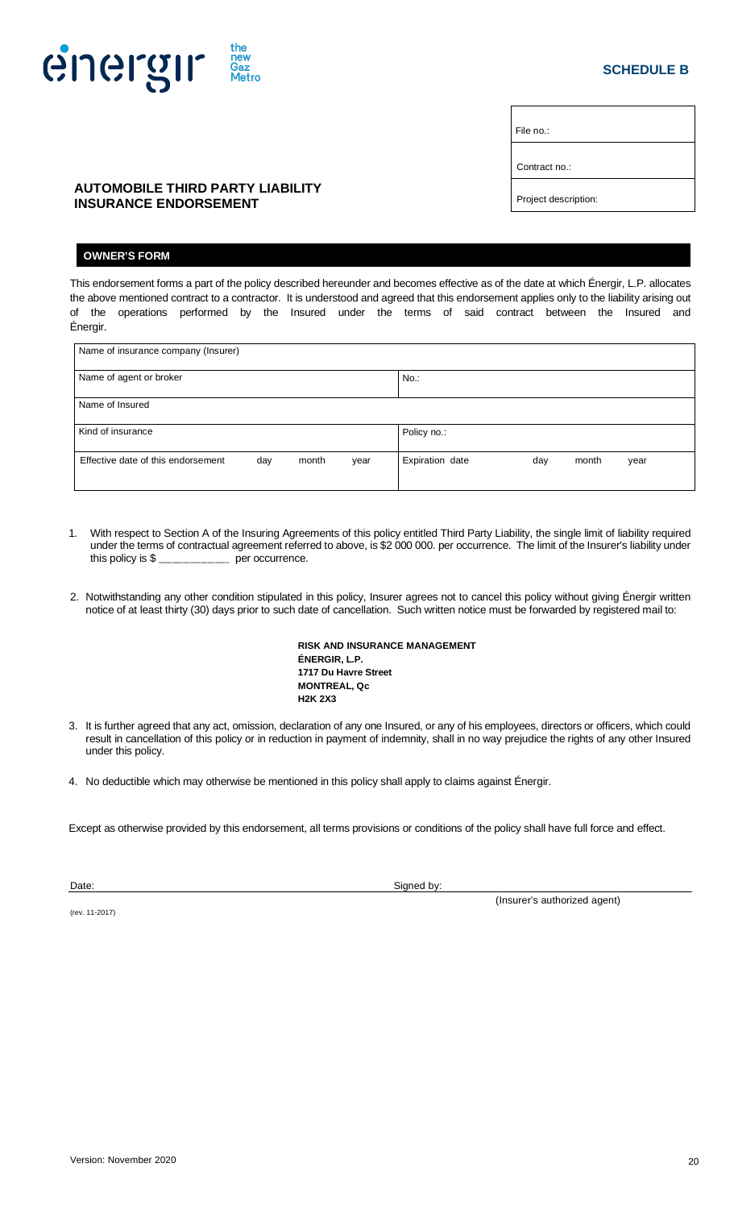énergir the new Gaz Metro

**SCHEDULE B**

| |
|---|
| File no.: |
| Contract no.: |
| Project description: |

## AUTOMOBILE THIRD PARTY LIABILITY INSURANCE ENDORSEMENT

### OWNER'S FORM

This endorsement forms a part of the policy described hereunder and becomes effective as of the date at which Énergir, L.P. allocates the above mentioned contract to a contractor. It is understood and agreed that this endorsement applies only to the liability arising out of the operations performed by the Insured under the terms of said contract between the Insured and Énergir.

| | |
|---|---|
| Name of insurance company (Insurer) | |
| Name of agent or broker | No.: |
| Name of Insured | |
| Kind of insurance | Policy no.: |
| Effective date of this endorsement day month year | Expiration date day month year |

1. With respect to Section A of the Insuring Agreements of this policy entitled Third Party Liability, the single limit of liability required under the terms of contractual agreement referred to above, is $2 000 000. per occurrence. The limit of the Insurer's liability under this policy is $ __________ per occurrence.

2. Notwithstanding any other condition stipulated in this policy, Insurer agrees not to cancel this policy without giving Énergir written notice of at least thirty (30) days prior to such date of cancellation. Such written notice must be forwarded by registered mail to:

   **RISK AND INSURANCE MANAGEMENT**
   **ÉNERGIR, L.P.**
   **1717 Du Havre Street**
   **MONTREAL, Qc**
   **H2K 2X3**

3. It is further agreed that any act, omission, declaration of any one Insured, or any of his employees, directors or officers, which could result in cancellation of this policy or in reduction in payment of indemnity, shall in no way prejudice the rights of any other Insured under this policy.

4. No deductible which may otherwise be mentioned in this policy shall apply to claims against Énergir.

Except as otherwise provided by this endorsement, all terms provisions or conditions of the policy shall have full force and effect.

Date: Signed by:

(Insurer's authorized agent)

(rev. 11-2017)

Version: November 2020